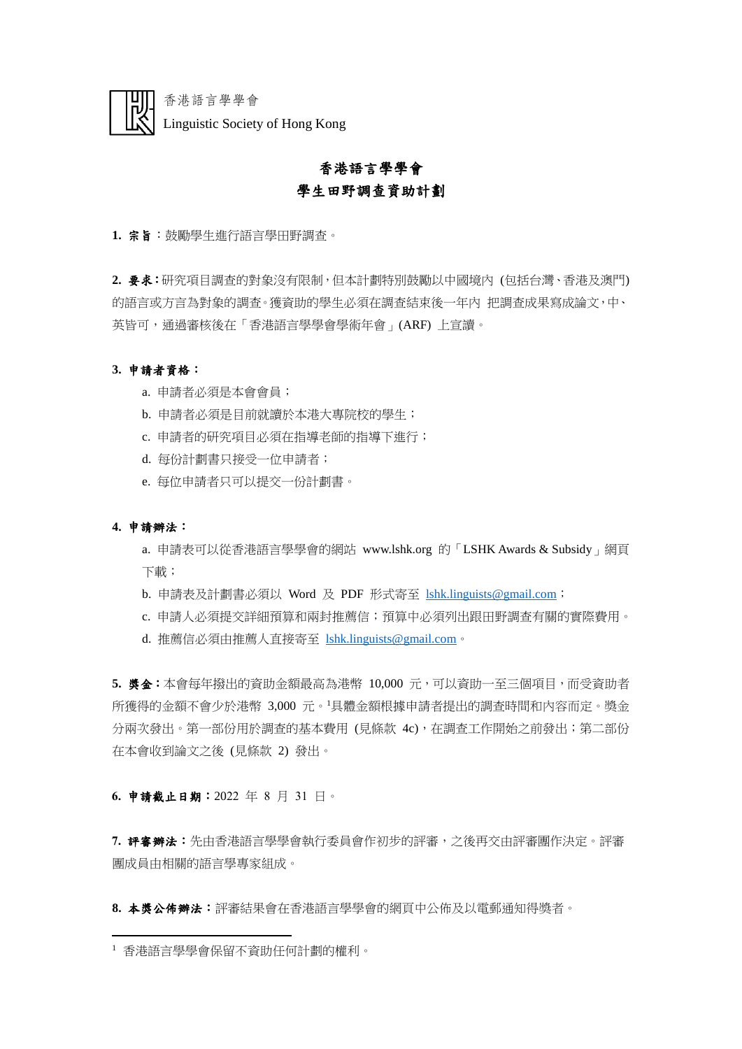香港語言學學會
Linguistic Society of Hong Kong

# 香港語言學學會
# 學生田野調查資助計劃

**1. 宗旨**：鼓勵學生進行語言學田野調查。

**2. 要求：**研究項目調查的對象沒有限制，但本計劃特別鼓勵以中國境內 (包括台灣、香港及澳門) 的語言或方言為對象的調查。獲資助的學生必須在調查結束後一年內 把調查成果寫成論文，中、英皆可，通過審核後在「香港語言學學會學術年會」(ARF) 上宣讀。

**3. 申請者資格：**

a. 申請者必須是本會會員；
b. 申請者必須是目前就讀於本港大專院校的學生；
c. 申請者的研究項目必須在指導老師的指導下進行；
d. 每份計劃書只接受一位申請者；
e. 每位申請者只可以提交一份計劃書。

**4. 申請辦法：**

a. 申請表可以從香港語言學學會的網站 www.lshk.org 的「LSHK Awards & Subsidy」網頁下載；
b. 申請表及計劃書必須以 Word 及 PDF 形式寄至 lshk.linguists@gmail.com；
c. 申請人必須提交詳細預算和兩封推薦信；預算中必須列出跟田野調查有關的實際費用。
d. 推薦信必須由推薦人直接寄至 lshk.linguists@gmail.com。

**5. 獎金：**本會每年撥出的資助金額最高為港幣 10,000 元，可以資助一至三個項目，而受資助者所獲得的金額不會少於港幣 3,000 元。[1]具體金額根據申請者提出的調查時間和內容而定。獎金分兩次發出。第一部份用於調查的基本費用 (見條款 4c)，在調查工作開始之前發出；第二部份在本會收到論文之後 (見條款 2) 發出。

**6. 申請截止日期：**2022 年 8 月 31 日。

**7. 評審辦法：**先由香港語言學學會執行委員會作初步的評審，之後再交由評審團作決定。評審團成員由相關的語言學專家組成。

**8. 本獎公佈辦法：**評審結果會在香港語言學學會的網頁中公佈及以電郵通知得獎者。

---

[1] 香港語言學學會保留不資助任何計劃的權利。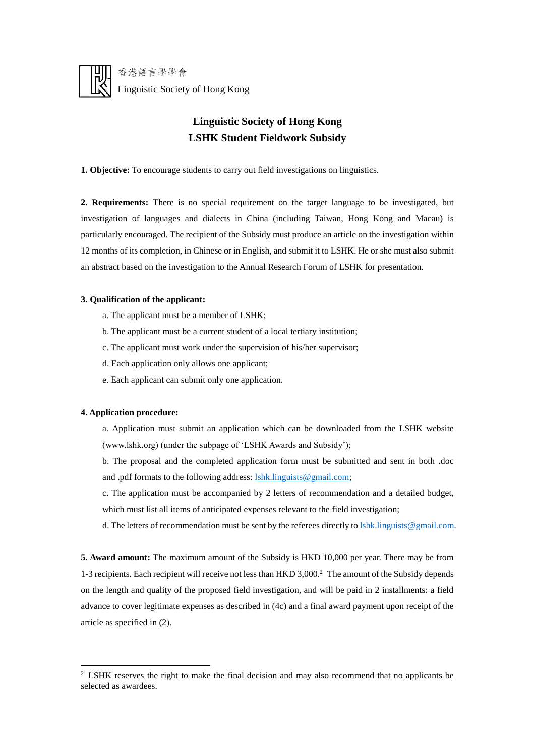香港語言學學會
Linguistic Society of Hong Kong

# Linguistic Society of Hong Kong
# LSHK Student Fieldwork Subsidy

**1. Objective:** To encourage students to carry out field investigations on linguistics.

**2. Requirements:** There is no special requirement on the target language to be investigated, but investigation of languages and dialects in China (including Taiwan, Hong Kong and Macau) is particularly encouraged. The recipient of the Subsidy must produce an article on the investigation within 12 months of its completion, in Chinese or in English, and submit it to LSHK. He or she must also submit an abstract based on the investigation to the Annual Research Forum of LSHK for presentation.

**3. Qualification of the applicant:**

a. The applicant must be a member of LSHK;

b. The applicant must be a current student of a local tertiary institution;

c. The applicant must work under the supervision of his/her supervisor;

d. Each application only allows one applicant;

e. Each applicant can submit only one application.

**4. Application procedure:**

a. Application must submit an application which can be downloaded from the LSHK website (www.lshk.org) (under the subpage of 'LSHK Awards and Subsidy');

b. The proposal and the completed application form must be submitted and sent in both .doc and .pdf formats to the following address: lshk.linguists@gmail.com;

c. The application must be accompanied by 2 letters of recommendation and a detailed budget, which must list all items of anticipated expenses relevant to the field investigation;

d. The letters of recommendation must be sent by the referees directly to lshk.linguists@gmail.com.

**5. Award amount:** The maximum amount of the Subsidy is HKD 10,000 per year. There may be from 1-3 recipients. Each recipient will receive not less than HKD 3,000.[2] The amount of the Subsidy depends on the length and quality of the proposed field investigation, and will be paid in 2 installments: a field advance to cover legitimate expenses as described in (4c) and a final award payment upon receipt of the article as specified in (2).

---

[2] LSHK reserves the right to make the final decision and may also recommend that no applicants be selected as awardees.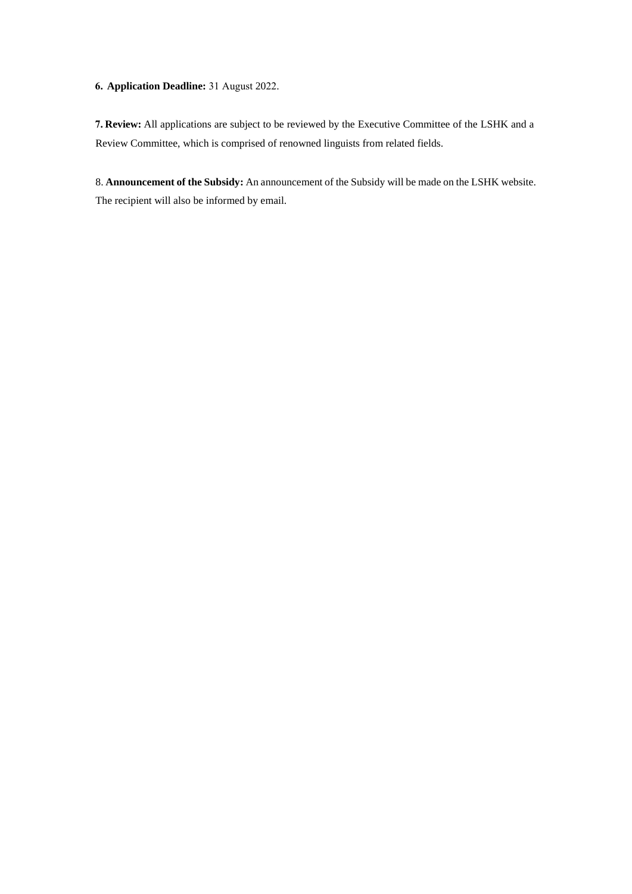6. **Application Deadline:** 31 August 2022.

7. **Review:** All applications are subject to be reviewed by the Executive Committee of the LSHK and a Review Committee, which is comprised of renowned linguists from related fields.

8. **Announcement of the Subsidy:** An announcement of the Subsidy will be made on the LSHK website. The recipient will also be informed by email.